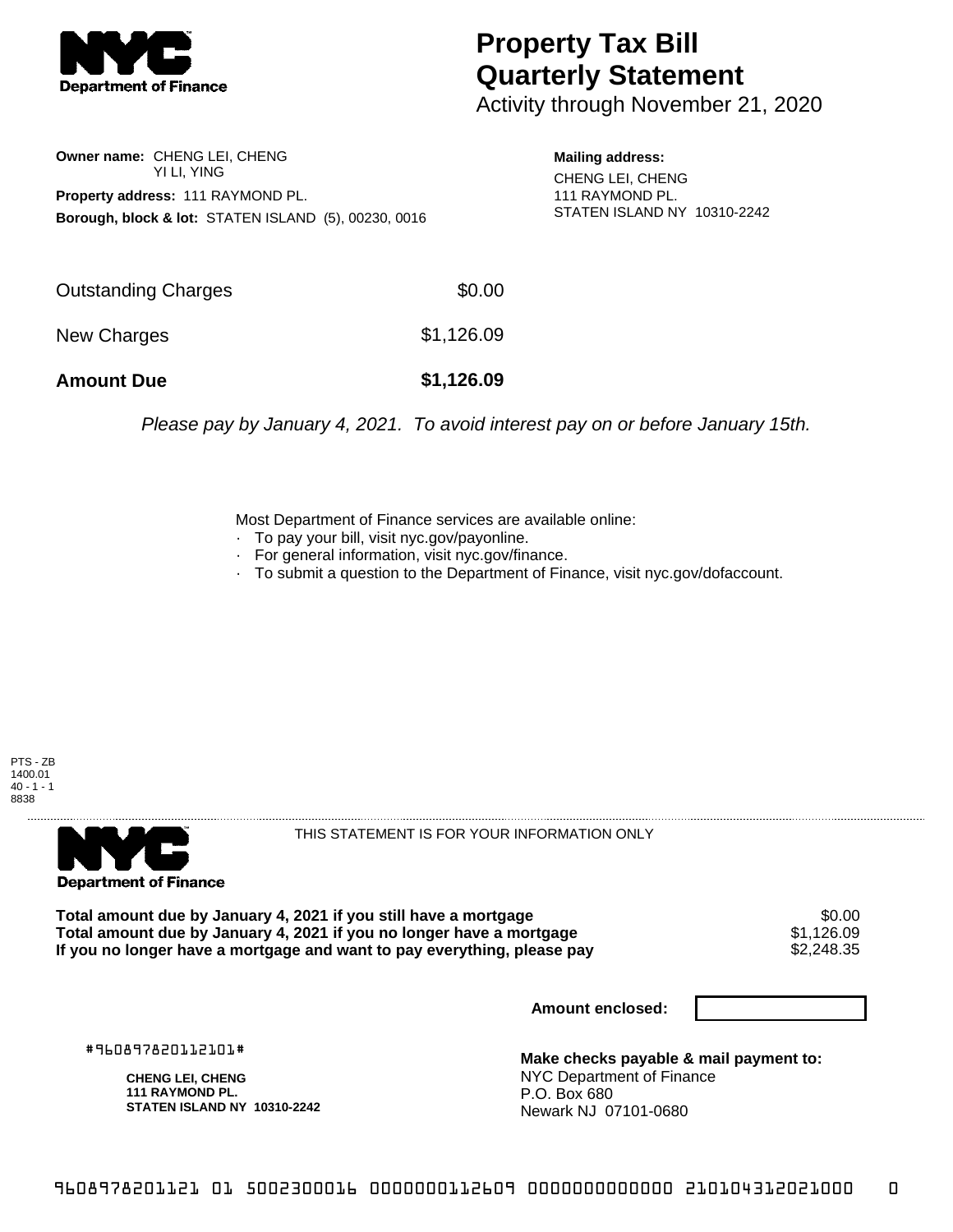# Property Tax Bill Quarterly Statement

Activity through November 21, 2020

**Owner name:** CHENG LEI, CHENG
YI LI, YING

**Property address:** 111 RAYMOND PL.

**Borough, block & lot:** STATEN ISLAND (5), 00230, 0016

**Mailing address:**
CHENG LEI, CHENG
111 RAYMOND PL.
STATEN ISLAND NY 10310-2242

| | |
|---|---|
| Outstanding Charges | $0.00 |
| New Charges | $1,126.09 |
| **Amount Due** | **$1,126.09** |

*Please pay by January 4, 2021. To avoid interest pay on or before January 15th.*

Most Department of Finance services are available online:

- To pay your bill, visit nyc.gov/payonline.
- For general information, visit nyc.gov/finance.
- To submit a question to the Department of Finance, visit nyc.gov/dofaccount.

PTS - ZB
1400.01
40 - 1 - 1
8838

THIS STATEMENT IS FOR YOUR INFORMATION ONLY

| | |
|---|---|
| **Total amount due by January 4, 2021 if you still have a mortgage** | $0.00 |
| **Total amount due by January 4, 2021 if you no longer have a mortgage** | $1,126.09 |
| **If you no longer have a mortgage and want to pay everything, please pay** | $2,248.35 |

**Amount enclosed:**

#960897820112101#

**CHENG LEI, CHENG**
**111 RAYMOND PL.**
**STATEN ISLAND NY 10310-2242**

**Make checks payable & mail payment to:**
NYC Department of Finance
P.O. Box 680
Newark NJ 07101-0680

9608978201121 01 5002300016 0000000112609 0000000000000 210104312021000 0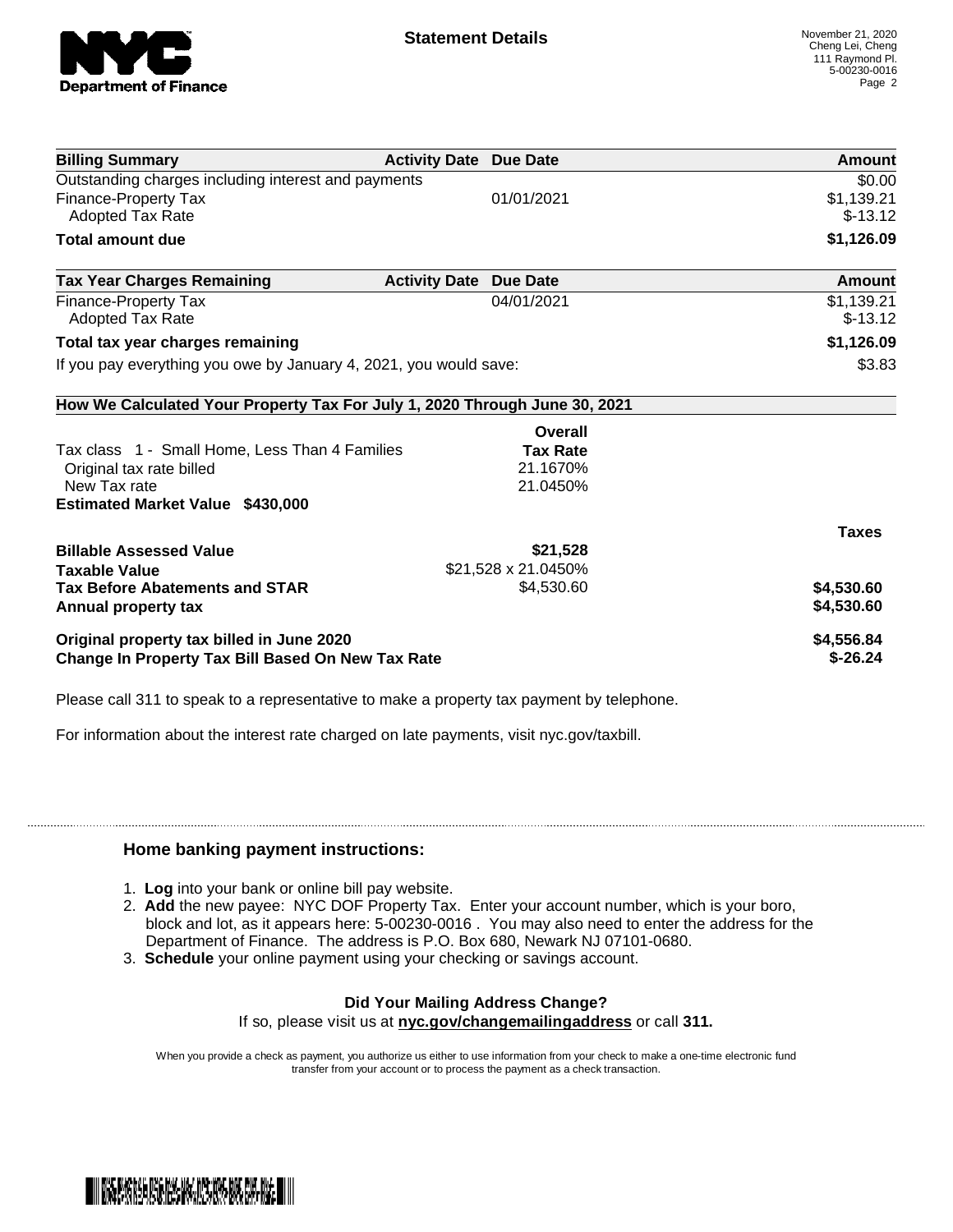**Department of Finance**

## Statement Details

November 21, 2020
Cheng Lei, Cheng
111 Raymond Pl.
5-00230-0016

| Billing Summary | Activity Date | Due Date | Amount |
|---|---|---|---|
| Outstanding charges including interest and payments | | | $0.00 |
| Finance-Property Tax | | 01/01/2021 | $1,139.21 |
| Adopted Tax Rate | | | $-13.12 |
| **Total amount due** | | | **$1,126.09** |

| Tax Year Charges Remaining | Activity Date | Due Date | Amount |
|---|---|---|---|
| Finance-Property Tax | | 04/01/2021 | $1,139.21 |
| Adopted Tax Rate | | | $-13.12 |
| **Total tax year charges remaining** | | | **$1,126.09** |
| If you pay everything you owe by January 4, 2021, you would save: | | | $3.83 |

### How We Calculated Your Property Tax For July 1, 2020 Through June 30, 2021

| | Overall Tax Rate | |
|---|---|---|
| Tax class 1 - Small Home, Less Than 4 Families | | |
| Original tax rate billed | 21.1670% | |
| New Tax rate | 21.0450% | |
| **Estimated Market Value $430,000** | | |

| | | Taxes |
|---|---|---|
| **Billable Assessed Value** | $21,528 | |
| **Taxable Value** | $21,528 x 21.0450% | |
| **Tax Before Abatements and STAR** | $4,530.60 | **$4,530.60** |
| **Annual property tax** | | **$4,530.60** |
| **Original property tax billed in June 2020** | | **$4,556.84** |
| **Change In Property Tax Bill Based On New Tax Rate** | | **$-26.24** |

Please call 311 to speak to a representative to make a property tax payment by telephone.

For information about the interest rate charged on late payments, visit nyc.gov/taxbill.

### Home banking payment instructions:

1. **Log** into your bank or online bill pay website.
2. **Add** the new payee: NYC DOF Property Tax. Enter your account number, which is your boro, block and lot, as it appears here: 5-00230-0016 . You may also need to enter the address for the Department of Finance. The address is P.O. Box 680, Newark NJ 07101-0680.
3. **Schedule** your online payment using your checking or savings account.

**Did Your Mailing Address Change?**
If so, please visit us at **nyc.gov/changemailingaddress** or call **311.**

When you provide a check as payment, you authorize us either to use information from your check to make a one-time electronic fund transfer from your account or to process the payment as a check transaction.